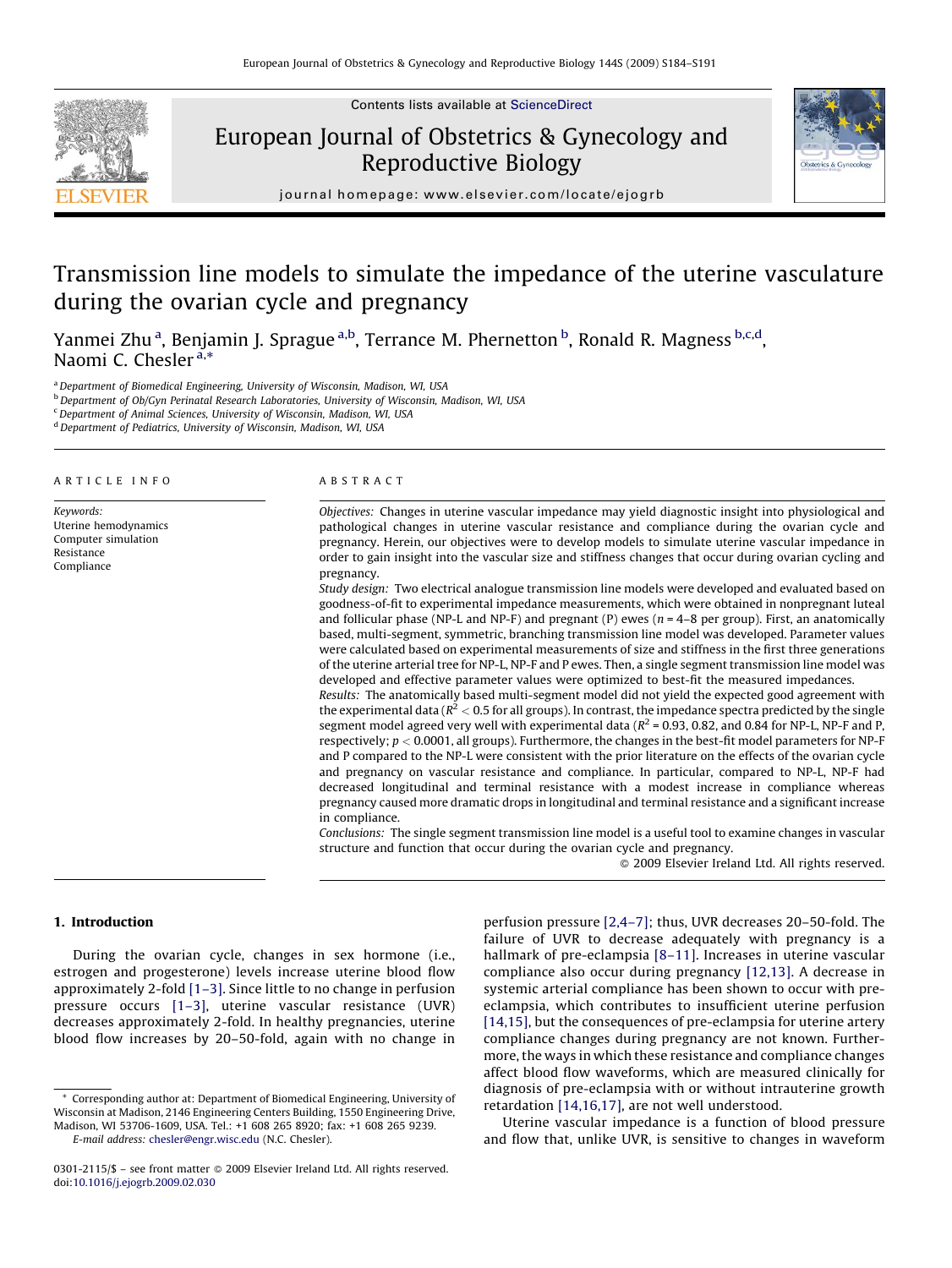# Transmission line models to simulate the impedance of the uterine vasculature during the ovarian cycle and pregnancy

Yanmei Zhu [a], Benjamin J. Sprague [a,b], Terrance M. Phernetton [b], Ronald R. Magness [b,c,d], Naomi C. Chesler [a,*]

[a] Department of Biomedical Engineering, University of Wisconsin, Madison, WI, USA
[b] Department of Ob/Gyn Perinatal Research Laboratories, University of Wisconsin, Madison, WI, USA
[c] Department of Animal Sciences, University of Wisconsin, Madison, WI, USA
[d] Department of Pediatrics, University of Wisconsin, Madison, WI, USA

## ARTICLE INFO

*Keywords:*
Uterine hemodynamics
Computer simulation
Resistance
Compliance

## ABSTRACT

*Objectives:* Changes in uterine vascular impedance may yield diagnostic insight into physiological and pathological changes in uterine vascular resistance and compliance during the ovarian cycle and pregnancy. Herein, our objectives were to develop models to simulate uterine vascular impedance in order to gain insight into the vascular size and stiffness changes that occur during ovarian cycling and pregnancy.

*Study design:* Two electrical analogue transmission line models were developed and evaluated based on goodness-of-fit to experimental impedance measurements, which were obtained in nonpregnant luteal and follicular phase (NP-L and NP-F) and pregnant (P) ewes ($n$ = 4–8 per group). First, an anatomically based, multi-segment, symmetric, branching transmission line model was developed. Parameter values were calculated based on experimental measurements of size and stiffness in the first three generations of the uterine arterial tree for NP-L, NP-F and P ewes. Then, a single segment transmission line model was developed and effective parameter values were optimized to best-fit the measured impedances.

*Results:* The anatomically based multi-segment model did not yield the expected good agreement with the experimental data ($R^2 < 0.5$ for all groups). In contrast, the impedance spectra predicted by the single segment model agreed very well with experimental data ($R^2$ = 0.93, 0.82, and 0.84 for NP-L, NP-F and P, respectively; $p < 0.0001$, all groups). Furthermore, the changes in the best-fit model parameters for NP-F and P compared to the NP-L were consistent with the prior literature on the effects of the ovarian cycle and pregnancy on vascular resistance and compliance. In particular, compared to NP-L, NP-F had decreased longitudinal and terminal resistance with a modest increase in compliance whereas pregnancy caused more dramatic drops in longitudinal and terminal resistance and a significant increase in compliance.

*Conclusions:* The single segment transmission line model is a useful tool to examine changes in vascular structure and function that occur during the ovarian cycle and pregnancy.

© 2009 Elsevier Ireland Ltd. All rights reserved.

## 1. Introduction

During the ovarian cycle, changes in sex hormone (i.e., estrogen and progesterone) levels increase uterine blood flow approximately 2-fold [1–3]. Since little to no change in perfusion pressure occurs [1–3], uterine vascular resistance (UVR) decreases approximately 2-fold. In healthy pregnancies, uterine blood flow increases by 20–50-fold, again with no change in perfusion pressure [2,4–7]; thus, UVR decreases 20–50-fold. The failure of UVR to decrease adequately with pregnancy is a hallmark of pre-eclampsia [8–11]. Increases in uterine vascular compliance also occur during pregnancy [12,13]. A decrease in systemic arterial compliance has been shown to occur with pre-eclampsia, which contributes to insufficient uterine perfusion [14,15], but the consequences of pre-eclampsia for uterine artery compliance changes during pregnancy are not known. Furthermore, the ways in which these resistance and compliance changes affect blood flow waveforms, which are measured clinically for diagnosis of pre-eclampsia with or without intrauterine growth retardation [14,16,17], are not well understood.

Uterine vascular impedance is a function of blood pressure and flow that, unlike UVR, is sensitive to changes in waveform

* Corresponding author at: Department of Biomedical Engineering, University of Wisconsin at Madison, 2146 Engineering Centers Building, 1550 Engineering Drive, Madison, WI 53706-1609, USA. Tel.: +1 608 265 8920; fax: +1 608 265 9239.
E-mail address: chesler@engr.wisc.edu (N.C. Chesler).

0301-2115/$ – see front matter © 2009 Elsevier Ireland Ltd. All rights reserved.
doi:10.1016/j.ejogrb.2009.02.030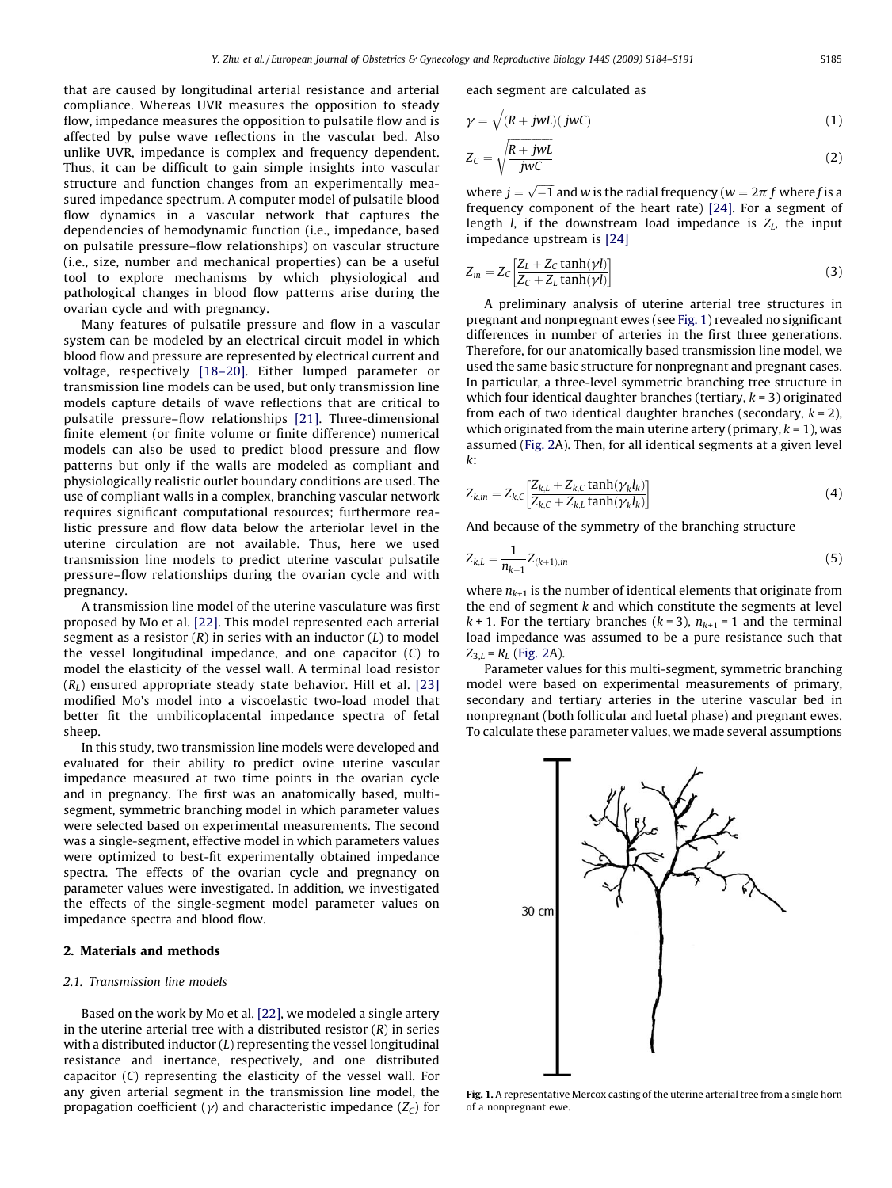that are caused by longitudinal arterial resistance and arterial compliance. Whereas UVR measures the opposition to steady flow, impedance measures the opposition to pulsatile flow and is affected by pulse wave reflections in the vascular bed. Also unlike UVR, impedance is complex and frequency dependent. Thus, it can be difficult to gain simple insights into vascular structure and function changes from an experimentally measured impedance spectrum. A computer model of pulsatile blood flow dynamics in a vascular network that captures the dependencies of hemodynamic function (i.e., impedance, based on pulsatile pressure–flow relationships) on vascular structure (i.e., size, number and mechanical properties) can be a useful tool to explore mechanisms by which physiological and pathological changes in blood flow patterns arise during the ovarian cycle and with pregnancy.

Many features of pulsatile pressure and flow in a vascular system can be modeled by an electrical circuit model in which blood flow and pressure are represented by electrical current and voltage, respectively [18–20]. Either lumped parameter or transmission line models can be used, but only transmission line models capture details of wave reflections that are critical to pulsatile pressure–flow relationships [21]. Three-dimensional finite element (or finite volume or finite difference) numerical models can also be used to predict blood pressure and flow patterns but only if the walls are modeled as compliant and physiologically realistic outlet boundary conditions are used. The use of compliant walls in a complex, branching vascular network requires significant computational resources; furthermore realistic pressure and flow data below the arteriolar level in the uterine circulation are not available. Thus, here we used transmission line models to predict uterine vascular pulsatile pressure–flow relationships during the ovarian cycle and with pregnancy.

A transmission line model of the uterine vasculature was first proposed by Mo et al. [22]. This model represented each arterial segment as a resistor ($R$) in series with an inductor ($L$) to model the vessel longitudinal impedance, and one capacitor ($C$) to model the elasticity of the vessel wall. A terminal load resistor ($R_L$) ensured appropriate steady state behavior. Hill et al. [23] modified Mo's model into a viscoelastic two-load model that better fit the umbilicoplacental impedance spectra of fetal sheep.

In this study, two transmission line models were developed and evaluated for their ability to predict ovine uterine vascular impedance measured at two time points in the ovarian cycle and in pregnancy. The first was an anatomically based, multi-segment, symmetric branching model in which parameter values were selected based on experimental measurements. The second was a single-segment, effective model in which parameters values were optimized to best-fit experimentally obtained impedance spectra. The effects of the ovarian cycle and pregnancy on parameter values were investigated. In addition, we investigated the effects of the single-segment model parameter values on impedance spectra and blood flow.

## 2. Materials and methods

### 2.1. Transmission line models

Based on the work by Mo et al. [22], we modeled a single artery in the uterine arterial tree with a distributed resistor ($R$) in series with a distributed inductor ($L$) representing the vessel longitudinal resistance and inertance, respectively, and one distributed capacitor ($C$) representing the elasticity of the vessel wall. For any given arterial segment in the transmission line model, the propagation coefficient ($\gamma$) and characteristic impedance ($Z_C$) for each segment are calculated as

$$\gamma = \sqrt{(R + jwL)(jwC)} \tag{1}$$

$$Z_C = \sqrt{\frac{R + jwL}{jwC}} \tag{2}$$

where $j = \sqrt{-1}$ and $w$ is the radial frequency ($w = 2\pi f$ where $f$ is a frequency component of the heart rate) [24]. For a segment of length $l$, if the downstream load impedance is $Z_L$, the input impedance upstream is [24]

$$Z_{in} = Z_C \left[ \frac{Z_L + Z_C \tanh(\gamma l)}{Z_C + Z_L \tanh(\gamma l)} \right] \tag{3}$$

A preliminary analysis of uterine arterial tree structures in pregnant and nonpregnant ewes (see Fig. 1) revealed no significant differences in number of arteries in the first three generations. Therefore, for our anatomically based transmission line model, we used the same basic structure for nonpregnant and pregnant cases. In particular, a three-level symmetric branching tree structure in which four identical daughter branches (tertiary, $k = 3$) originated from each of two identical daughter branches (secondary, $k = 2$), which originated from the main uterine artery (primary, $k = 1$), was assumed (Fig. 2A). Then, for all identical segments at a given level $k$:

$$Z_{k,in} = Z_{k,C} \left[ \frac{Z_{k,L} + Z_{k,C} \tanh(\gamma_k l_k)}{Z_{k,C} + Z_{k,L} \tanh(\gamma_k l_k)} \right] \tag{4}$$

And because of the symmetry of the branching structure

$$Z_{k,L} = \frac{1}{n_{k+1}} Z_{(k+1),in} \tag{5}$$

where $n_{k+1}$ is the number of identical elements that originate from the end of segment $k$ and which constitute the segments at level $k + 1$. For the tertiary branches ($k = 3$), $n_{k+1} = 1$ and the terminal load impedance was assumed to be a pure resistance such that $Z_{3,L} = R_L$ (Fig. 2A).

Parameter values for this multi-segment, symmetric branching model were based on experimental measurements of primary, secondary and tertiary arteries in the uterine vascular bed in nonpregnant (both follicular and luetal phase) and pregnant ewes. To calculate these parameter values, we made several assumptions

30 cm

Fig. 1. A representative Mercox casting of the uterine arterial tree from a single horn of a nonpregnant ewe.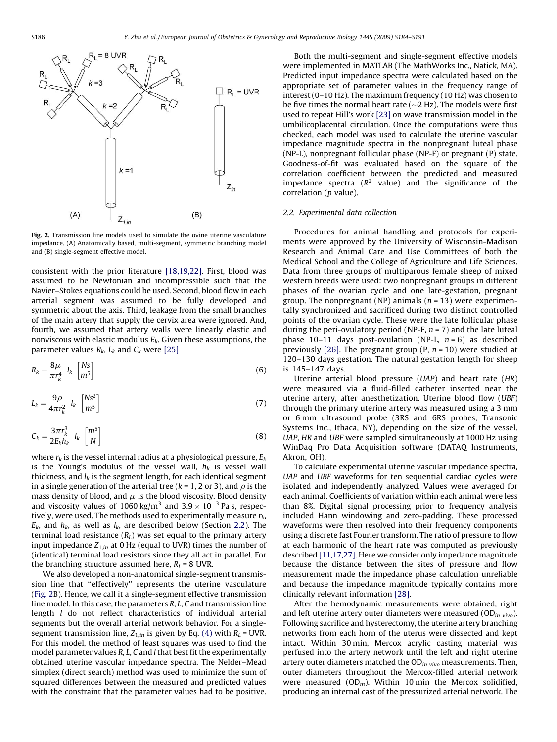Fig. 2. Transmission line models used to simulate the ovine uterine vasculature impedance. (A) Anatomically based, multi-segment, symmetric branching model and (B) single-segment effective model.

consistent with the prior literature [18,19,22]. First, blood was assumed to be Newtonian and incompressible such that the Navier–Stokes equations could be used. Second, blood flow in each arterial segment was assumed to be fully developed and symmetric about the axis. Third, leakage from the small branches of the main artery that supply the cervix area were ignored. And, fourth, we assumed that artery walls were linearly elastic and nonviscous with elastic modulus $E_k$. Given these assumptions, the parameter values $R_k$, $L_k$ and $C_k$ were [25]

$$R_k = \frac{8\mu}{\pi r_k^4} \; l_k \; \left[\frac{Ns}{m^5}\right] \tag{6}$$

$$L_k = \frac{9\rho}{4\pi r_k^2} \; l_k \; \left[\frac{Ns^2}{m^5}\right] \tag{7}$$

$$C_k = \frac{3\pi r_k^3}{2E_k h_k} \; l_k \; \left[\frac{m^5}{N}\right] \tag{8}$$

where $r_k$ is the vessel internal radius at a physiological pressure, $E_k$ is the Young's modulus of the vessel wall, $h_k$ is vessel wall thickness, and $l_k$ is the segment length, for each identical segment in a single generation of the arterial tree ($k$ = 1, 2 or 3), and $\rho$ is the mass density of blood, and $\mu$ is the blood viscosity. Blood density and viscosity values of 1060 kg/m$^3$ and $3.9 \times 10^{-3}$ Pa s, respectively, were used. The methods used to experimentally measure $r_k$, $E_k$, and $h_k$, as well as $l_k$, are described below (Section 2.2). The terminal load resistance ($R_L$) was set equal to the primary artery input impedance $Z_{1,in}$ at 0 Hz (equal to UVR) times the number of (identical) terminal load resistors since they all act in parallel. For the branching structure assumed here, $R_L$ = 8 UVR.

We also developed a non-anatomical single-segment transmission line that "effectively" represents the uterine vasculature (Fig. 2B). Hence, we call it a single-segment effective transmission line model. In this case, the parameters $R$, $L$, $C$ and transmission line length $l$ do not reflect characteristics of individual arterial segments but the overall arterial network behavior. For a single-segment transmission line, $Z_{1,in}$ is given by Eq. (4) with $R_L$ = UVR. For this model, the method of least squares was used to find the model parameter values $R$, $L$, $C$ and $l$ that best fit the experimentally obtained uterine vascular impedance spectra. The Nelder–Mead simplex (direct search) method was used to minimize the sum of squared differences between the measured and predicted values with the constraint that the parameter values had to be positive.

Both the multi-segment and single-segment effective models were implemented in MATLAB (The MathWorks Inc., Natick, MA). Predicted input impedance spectra were calculated based on the appropriate set of parameter values in the frequency range of interest (0–10 Hz). The maximum frequency (10 Hz) was chosen to be five times the normal heart rate (~2 Hz). The models were first used to repeat Hill's work [23] on wave transmission model in the umbilicoplacental circulation. Once the computations were thus checked, each model was used to calculate the uterine vascular impedance magnitude spectra in the nonpregnant luteal phase (NP-L), nonpregnant follicular phase (NP-F) or pregnant (P) state. Goodness-of-fit was evaluated based on the square of the correlation coefficient between the predicted and measured impedance spectra ($R^2$ value) and the significance of the correlation ($p$ value).

## 2.2. Experimental data collection

Procedures for animal handling and protocols for experiments were approved by the University of Wisconsin-Madison Research and Animal Care and Use Committees of both the Medical School and the College of Agriculture and Life Sciences. Data from three groups of multiparous female sheep of mixed western breeds were used: two nonpregnant groups in different phases of the ovarian cycle and one late-gestation, pregnant group. The nonpregnant (NP) animals ($n$ = 13) were experimentally synchronized and sacrificed during two distinct controlled points of the ovarian cycle. These were the late follicular phase during the peri-ovulatory period (NP-F, $n$ = 7) and the late luteal phase 10–11 days post-ovulation (NP-L, $n$ = 6) as described previously [26]. The pregnant group (P, $n$ = 10) were studied at 120–130 days gestation. The natural gestation length for sheep is 145–147 days.

Uterine arterial blood pressure (*UAP*) and heart rate (*HR*) were measured via a fluid-filled catheter inserted near the uterine artery, after anesthetization. Uterine blood flow (*UBF*) through the primary uterine artery was measured using a 3 mm or 6 mm ultrasound probe (3RS and 6RS probes, Transonic Systems Inc., Ithaca, NY), depending on the size of the vessel. *UAP*, *HR* and *UBF* were sampled simultaneously at 1000 Hz using WinDaq Pro Data Acquisition software (DATAQ Instruments, Akron, OH).

To calculate experimental uterine vascular impedance spectra, *UAP* and *UBF* waveforms for ten sequential cardiac cycles were isolated and independently analyzed. Values were averaged for each animal. Coefficients of variation within each animal were less than 8%. Digital signal processing prior to frequency analysis included Hann windowing and zero-padding. These processed waveforms were then resolved into their frequency components using a discrete fast Fourier transform. The ratio of pressure to flow at each harmonic of the heart rate was computed as previously described [11,17,27]. Here we consider only impedance magnitude because the distance between the sites of pressure and flow measurement made the impedance phase calculation unreliable and because the impedance magnitude typically contains more clinically relevant information [28].

After the hemodynamic measurements were obtained, right and left uterine artery outer diameters were measured ($OD_{in\ vivo}$). Following sacrifice and hysterectomy, the uterine artery branching networks from each horn of the uterus were dissected and kept intact. Within 30 min, Mercox acrylic casting material was perfused into the artery network until the left and right uterine artery outer diameters matched the $OD_{in\ vivo}$ measurements. Then, outer diameters throughout the Mercox-filled arterial network were measured ($OD_m$). Within 10 min the Mercox solidified, producing an internal cast of the pressurized arterial network. The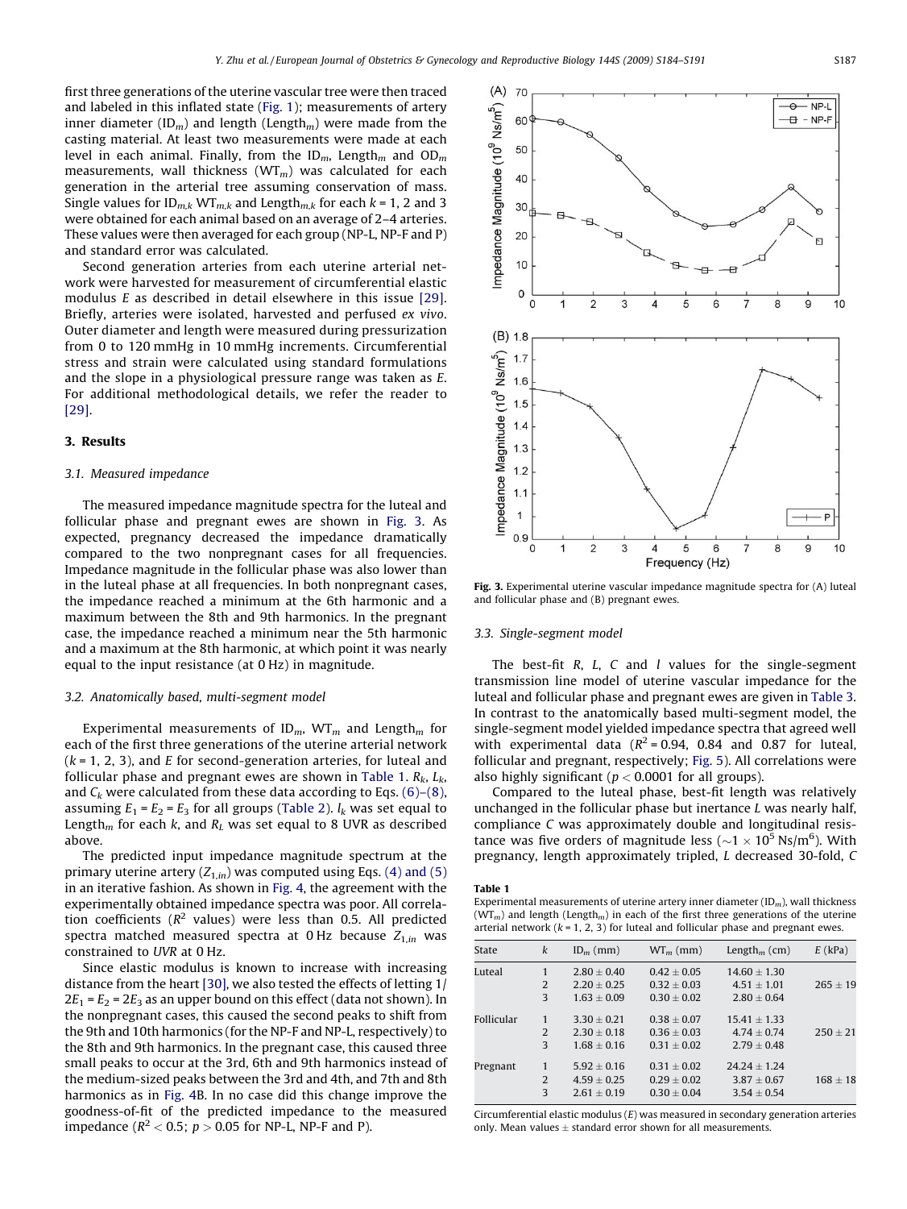first three generations of the uterine vascular tree were then traced and labeled in this inflated state (Fig. 1); measurements of artery inner diameter ($ID_m$) and length ($Length_m$) were made from the casting material. At least two measurements were made at each level in each animal. Finally, from the $ID_m$, $Length_m$ and $OD_m$ measurements, wall thickness ($WT_m$) was calculated for each generation in the arterial tree assuming conservation of mass. Single values for $ID_{m,k}$ $WT_{m,k}$ and $Length_{m,k}$ for each $k$ = 1, 2 and 3 were obtained for each animal based on an average of 2–4 arteries. These values were then averaged for each group (NP-L, NP-F and P) and standard error was calculated.

Second generation arteries from each uterine arterial network were harvested for measurement of circumferential elastic modulus $E$ as described in detail elsewhere in this issue [29]. Briefly, arteries were isolated, harvested and perfused *ex vivo*. Outer diameter and length were measured during pressurization from 0 to 120 mmHg in 10 mmHg increments. Circumferential stress and strain were calculated using standard formulations and the slope in a physiological pressure range was taken as $E$. For additional methodological details, we refer the reader to [29].

## 3. Results

### 3.1. Measured impedance

The measured impedance magnitude spectra for the luteal and follicular phase and pregnant ewes are shown in Fig. 3. As expected, pregnancy decreased the impedance dramatically compared to the two nonpregnant cases for all frequencies. Impedance magnitude in the follicular phase was also lower than in the luteal phase at all frequencies. In both nonpregnant cases, the impedance reached a minimum at the 6th harmonic and a maximum between the 8th and 9th harmonics. In the pregnant case, the impedance reached a minimum near the 5th harmonic and a maximum at the 8th harmonic, at which point it was nearly equal to the input resistance (at 0 Hz) in magnitude.

### 3.2. Anatomically based, multi-segment model

Experimental measurements of $ID_m$, $WT_m$ and $Length_m$ for each of the first three generations of the uterine arterial network ($k$ = 1, 2, 3), and $E$ for second-generation arteries, for luteal and follicular phase and pregnant ewes are shown in Table 1. $R_k$, $L_k$, and $C_k$ were calculated from these data according to Eqs. (6)–(8), assuming $E_1 = E_2 = E_3$ for all groups (Table 2). $l_k$ was set equal to $Length_m$ for each $k$, and $R_L$ was set equal to 8 UVR as described above.

The predicted input impedance magnitude spectrum at the primary uterine artery ($Z_{1,in}$) was computed using Eqs. (4) and (5) in an iterative fashion. As shown in Fig. 4, the agreement with the experimentally obtained impedance spectra was poor. All correlation coefficients ($R^2$ values) were less than 0.5. All predicted spectra matched measured spectra at 0 Hz because $Z_{1,in}$ was constrained to *UVR* at 0 Hz.

Since elastic modulus is known to increase with increasing distance from the heart [30], we also tested the effects of letting $1/2E_1 = E_2 = 2E_3$ as an upper bound on this effect (data not shown). In the nonpregnant cases, this caused the second peaks to shift from the 9th and 10th harmonics (for the NP-F and NP-L, respectively) to the 8th and 9th harmonics. In the pregnant case, this caused three small peaks to occur at the 3rd, 6th and 9th harmonics instead of the medium-sized peaks between the 3rd and 4th, and 7th and 8th harmonics as in Fig. 4B. In no case did this change improve the goodness-of-fit of the predicted impedance to the measured impedance ($R^2 < 0.5$; $p > 0.05$ for NP-L, NP-F and P).

**Fig. 3.** Experimental uterine vascular impedance magnitude spectra for (A) luteal and follicular phase and (B) pregnant ewes.

### 3.3. Single-segment model

The best-fit $R$, $L$, $C$ and $l$ values for the single-segment transmission line model of uterine vascular impedance for the luteal and follicular phase and pregnant ewes are given in Table 3. In contrast to the anatomically based multi-segment model, the single-segment model yielded impedance spectra that agreed well with experimental data ($R^2$ = 0.94, 0.84 and 0.87 for luteal, follicular and pregnant, respectively; Fig. 5). All correlations were also highly significant ($p < 0.0001$ for all groups).

Compared to the luteal phase, best-fit length was relatively unchanged in the follicular phase but inertance $L$ was nearly half, compliance $C$ was approximately double and longitudinal resistance was five orders of magnitude less ($\sim 1 \times 10^5$ Ns/m$^6$). With pregnancy, length approximately tripled, $L$ decreased 30-fold, $C$

**Table 1**
Experimental measurements of uterine artery inner diameter ($ID_m$), wall thickness ($WT_m$) and length ($Length_m$) in each of the first three generations of the uterine arterial network ($k$ = 1, 2, 3) for luteal and follicular phase and pregnant ewes.

| State | $k$ | $ID_m$ (mm) | $WT_m$ (mm) | $Length_m$ (cm) | $E$ (kPa) |
|---|---|---|---|---|---|
| Luteal | 1 | 2.80 ± 0.40 | 0.42 ± 0.05 | 14.60 ± 1.30 | |
| | 2 | 2.20 ± 0.25 | 0.32 ± 0.03 | 4.51 ± 1.01 | 265 ± 19 |
| | 3 | 1.63 ± 0.09 | 0.30 ± 0.02 | 2.80 ± 0.64 | |
| Follicular | 1 | 3.30 ± 0.21 | 0.38 ± 0.07 | 15.41 ± 1.33 | |
| | 2 | 2.30 ± 0.18 | 0.36 ± 0.03 | 4.74 ± 0.74 | 250 ± 21 |
| | 3 | 1.68 ± 0.16 | 0.31 ± 0.02 | 2.79 ± 0.48 | |
| Pregnant | 1 | 5.92 ± 0.16 | 0.31 ± 0.02 | 24.24 ± 1.24 | |
| | 2 | 4.59 ± 0.25 | 0.29 ± 0.02 | 3.87 ± 0.67 | 168 ± 18 |
| | 3 | 2.61 ± 0.19 | 0.30 ± 0.04 | 3.54 ± 0.54 | |

Circumferential elastic modulus ($E$) was measured in secondary generation arteries only. Mean values ± standard error shown for all measurements.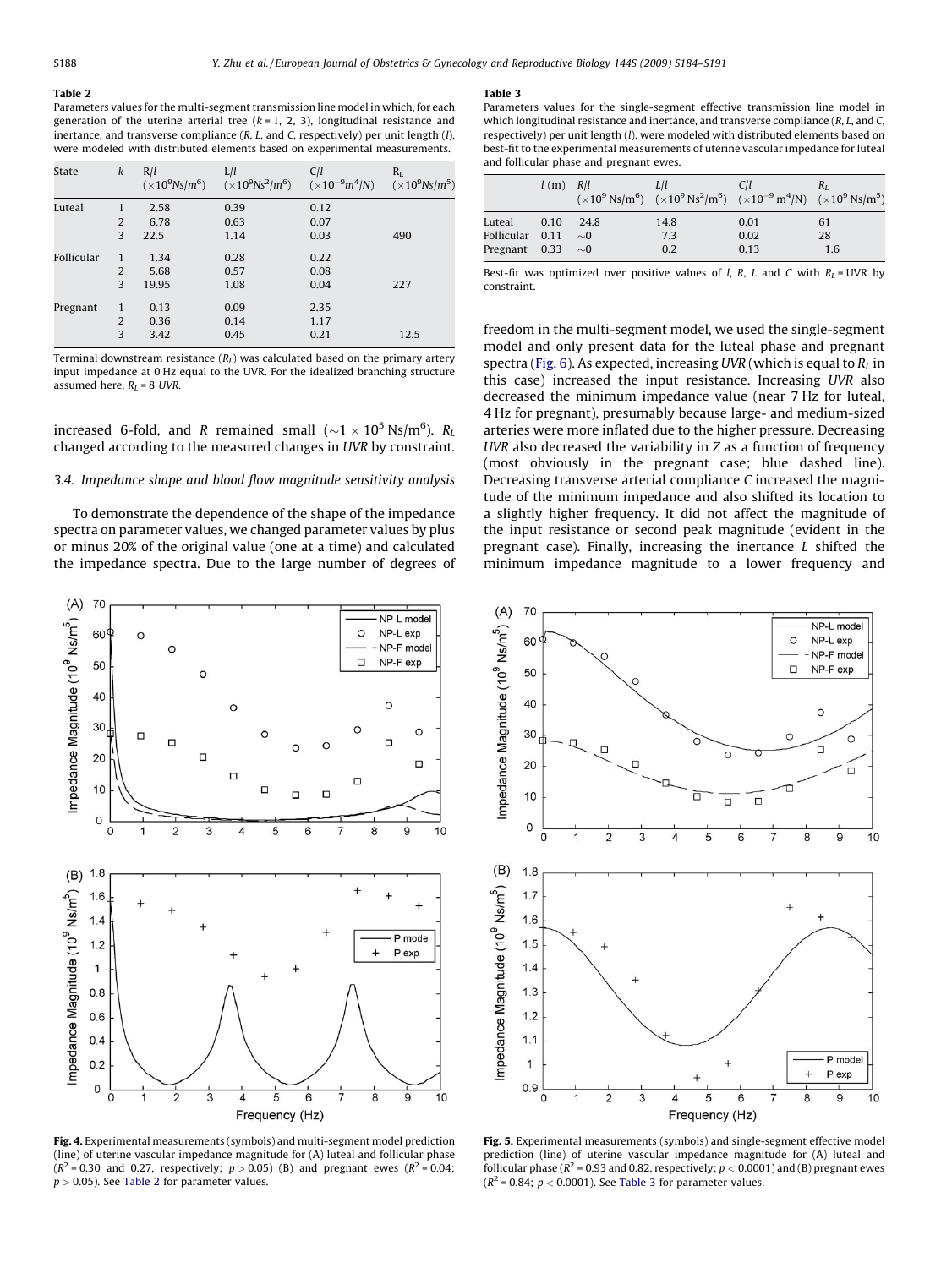**Table 2**
Parameters values for the multi-segment transmission line model in which, for each generation of the uterine arterial tree ($k$ = 1, 2, 3), longitudinal resistance and inertance, and transverse compliance ($R$, $L$, and $C$, respectively) per unit length ($l$), were modeled with distributed elements based on experimental measurements.

| State | $k$ | $R/l$ ($\times 10^9 Ns/m^6$) | $L/l$ ($\times 10^9 Ns^2/m^6$) | $C/l$ ($\times 10^{-9} m^4/N$) | $R_L$ ($\times 10^9 Ns/m^5$) |
|---|---|---|---|---|---|
| Luteal | 1 | 2.58 | 0.39 | 0.12 | |
| | 2 | 6.78 | 0.63 | 0.07 | |
| | 3 | 22.5 | 1.14 | 0.03 | 490 |
| Follicular | 1 | 1.34 | 0.28 | 0.22 | |
| | 2 | 5.68 | 0.57 | 0.08 | |
| | 3 | 19.95 | 1.08 | 0.04 | 227 |
| Pregnant | 1 | 0.13 | 0.09 | 2.35 | |
| | 2 | 0.36 | 0.14 | 1.17 | |
| | 3 | 3.42 | 0.45 | 0.21 | 12.5 |

Terminal downstream resistance ($R_L$) was calculated based on the primary artery input impedance at 0 Hz equal to the UVR. For the idealized branching structure assumed here, $R_L$ = 8 *UVR*.

increased 6-fold, and $R$ remained small ($\sim 1 \times 10^5$ Ns/m$^6$). $R_L$ changed according to the measured changes in *UVR* by constraint.

### 3.4. Impedance shape and blood flow magnitude sensitivity analysis

To demonstrate the dependence of the shape of the impedance spectra on parameter values, we changed parameter values by plus or minus 20% of the original value (one at a time) and calculated the impedance spectra. Due to the large number of degrees of freedom in the multi-segment model, we used the single-segment model and only present data for the luteal phase and pregnant spectra (Fig. 6). As expected, increasing *UVR* (which is equal to $R_L$ in this case) increased the input resistance. Increasing *UVR* also decreased the minimum impedance value (near 7 Hz for luteal, 4 Hz for pregnant), presumably because large- and medium-sized arteries were more inflated due to the higher pressure. Decreasing *UVR* also decreased the variability in $Z$ as a function of frequency (most obviously in the pregnant case; blue dashed line). Decreasing transverse arterial compliance $C$ increased the magnitude of the minimum impedance and also shifted its location to a slightly higher frequency. It did not affect the magnitude of the input resistance or second peak magnitude (evident in the pregnant case). Finally, increasing the inertance $L$ shifted the minimum impedance magnitude to a lower frequency and

**Table 3**
Parameters values for the single-segment effective transmission line model in which longitudinal resistance and inertance, and transverse compliance ($R$, $L$, and $C$, respectively) per unit length ($l$), were modeled with distributed elements based on best-fit to the experimental measurements of uterine vascular impedance for luteal and follicular phase and pregnant ewes.

| | $l$ (m) | $R/l$ ($\times 10^9$ Ns/m$^6$) | $L/l$ ($\times 10^9$ Ns$^2$/m$^6$) | $C/l$ ($\times 10^{-9}$ m$^4$/N) | $R_L$ ($\times 10^9$ Ns/m$^5$) |
|---|---|---|---|---|---|
| Luteal | 0.10 | 24.8 | 14.8 | 0.01 | 61 |
| Follicular | 0.11 | ~0 | 7.3 | 0.02 | 28 |
| Pregnant | 0.33 | ~0 | 0.2 | 0.13 | 1.6 |

Best-fit was optimized over positive values of $l$, $R$, $L$ and $C$ with $R_L$ = UVR by constraint.

**Fig. 4.** Experimental measurements (symbols) and multi-segment model prediction (line) of uterine vascular impedance magnitude for (A) luteal and follicular phase ($R^2$ = 0.30 and 0.27, respectively; $p > 0.05$) (B) and pregnant ewes ($R^2$ = 0.04; $p > 0.05$). See Table 2 for parameter values.

**Fig. 5.** Experimental measurements (symbols) and single-segment effective model prediction (line) of uterine vascular impedance magnitude for (A) luteal and follicular phase ($R^2$ = 0.93 and 0.82, respectively; $p < 0.0001$) and (B) pregnant ewes ($R^2$ = 0.84; $p < 0.0001$). See Table 3 for parameter values.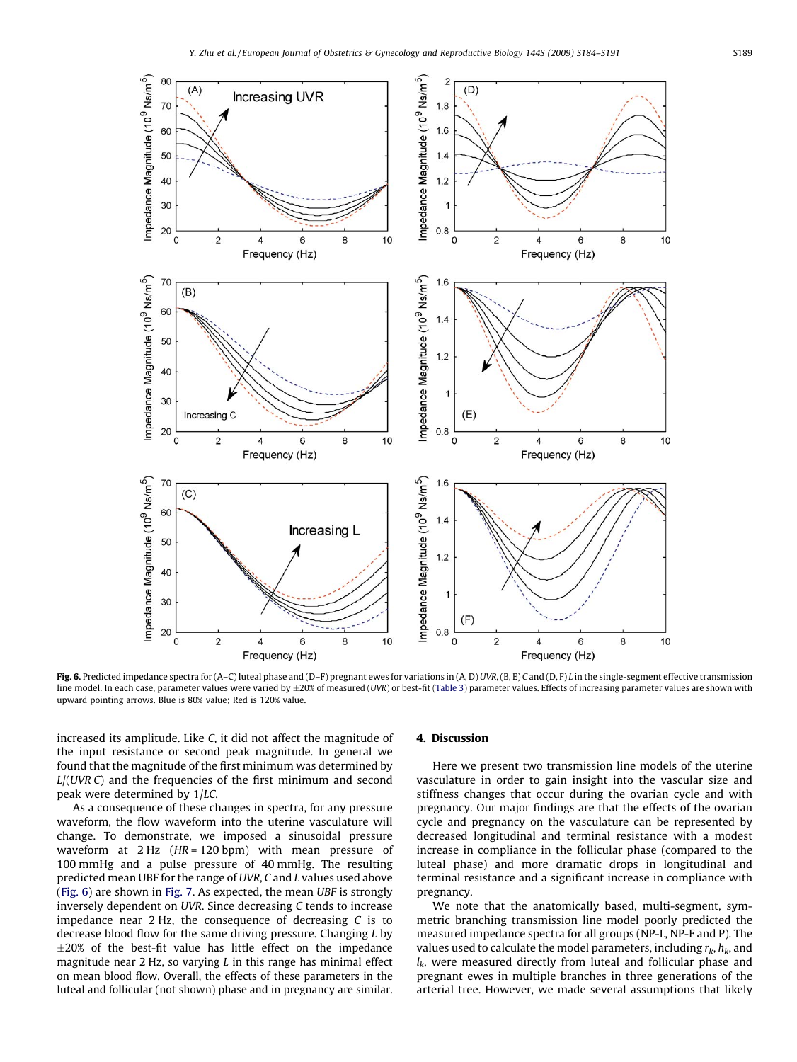**Fig. 6.** Predicted impedance spectra for (A–C) luteal phase and (D–F) pregnant ewes for variations in (A, D) *UVR*, (B, E) *C* and (D, F) *L* in the single-segment effective transmission line model. In each case, parameter values were varied by ±20% of measured (*UVR*) or best-fit (Table 3) parameter values. Effects of increasing parameter values are shown with upward pointing arrows. Blue is 80% value; Red is 120% value.

increased its amplitude. Like *C*, it did not affect the magnitude of the input resistance or second peak magnitude. In general we found that the magnitude of the first minimum was determined by $L/(UVR\,C)$ and the frequencies of the first minimum and second peak were determined by $1/LC$.

As a consequence of these changes in spectra, for any pressure waveform, the flow waveform into the uterine vasculature will change. To demonstrate, we imposed a sinusoidal pressure waveform at 2 Hz ($HR$ = 120 bpm) with mean pressure of 100 mmHg and a pulse pressure of 40 mmHg. The resulting predicted mean UBF for the range of *UVR*, *C* and *L* values used above (Fig. 6) are shown in Fig. 7. As expected, the mean *UBF* is strongly inversely dependent on *UVR*. Since decreasing *C* tends to increase impedance near 2 Hz, the consequence of decreasing *C* is to decrease blood flow for the same driving pressure. Changing *L* by ±20% of the best-fit value has little effect on the impedance magnitude near 2 Hz, so varying *L* in this range has minimal effect on mean blood flow. Overall, the effects of these parameters in the luteal and follicular (not shown) phase and in pregnancy are similar.

## 4. Discussion

Here we present two transmission line models of the uterine vasculature in order to gain insight into the vascular size and stiffness changes that occur during the ovarian cycle and with pregnancy. Our major findings are that the effects of the ovarian cycle and pregnancy on the vasculature can be represented by decreased longitudinal and terminal resistance with a modest increase in compliance in the follicular phase (compared to the luteal phase) and more dramatic drops in longitudinal and terminal resistance and a significant increase in compliance with pregnancy.

We note that the anatomically based, multi-segment, symmetric branching transmission line model poorly predicted the measured impedance spectra for all groups (NP-L, NP-F and P). The values used to calculate the model parameters, including $r_k$, $h_k$, and $l_k$, were measured directly from luteal and follicular phase and pregnant ewes in multiple branches in three generations of the arterial tree. However, we made several assumptions that likely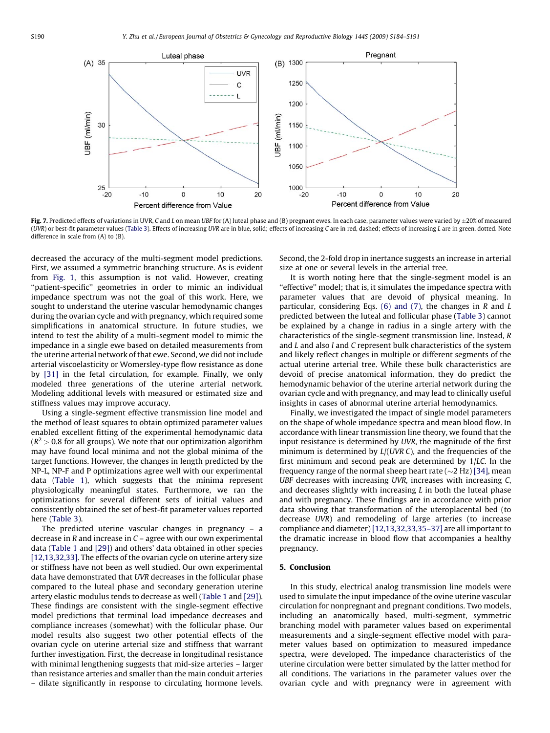(A) Luteal phase

UVR
C
L

UBF (ml/min)

35
30
25

-20 -10 0 10 20

Percent difference from Value

(B) Pregnant

UBF (ml/min)

1300
1250
1200
1150
1100
1050
1000

-20 -10 0 10 20

Percent difference from Value

**Fig. 7.** Predicted effects of variations in UVR, C and L on mean UBF for (A) luteal phase and (B) pregnant ewes. In each case, parameter values were varied by ±20% of measured (UVR) or best-fit parameter values (Table 3). Effects of increasing UVR are in blue, solid; effects of increasing C are in red, dashed; effects of increasing L are in green, dotted. Note difference in scale from (A) to (B).

decreased the accuracy of the multi-segment model predictions. First, we assumed a symmetric branching structure. As is evident from Fig. 1, this assumption is not valid. However, creating "patient-specific" geometries in order to mimic an individual impedance spectrum was not the goal of this work. Here, we sought to understand the uterine vascular hemodynamic changes during the ovarian cycle and with pregnancy, which required some simplifications in anatomical structure. In future studies, we intend to test the ability of a multi-segment model to mimic the impedance in a single ewe based on detailed measurements from the uterine arterial network of that ewe. Second, we did not include arterial viscoelasticity or Womersley-type flow resistance as done by [31] in the fetal circulation, for example. Finally, we only modeled three generations of the uterine arterial network. Modeling additional levels with measured or estimated size and stiffness values may improve accuracy.

Using a single-segment effective transmission line model and the method of least squares to obtain optimized parameter values enabled excellent fitting of the experimental hemodynamic data ($R^2 > 0.8$ for all groups). We note that our optimization algorithm may have found local minima and not the global minima of the target functions. However, the changes in length predicted by the NP-L, NP-F and P optimizations agree well with our experimental data (Table 1), which suggests that the minima represent physiologically meaningful states. Furthermore, we ran the optimizations for several different sets of initial values and consistently obtained the set of best-fit parameter values reported here (Table 3).

The predicted uterine vascular changes in pregnancy – a decrease in R and increase in C – agree with our own experimental data (Table 1 and [29]) and others' data obtained in other species [12,13,32,33]. The effects of the ovarian cycle on uterine artery size or stiffness have not been as well studied. Our own experimental data have demonstrated that UVR decreases in the follicular phase compared to the luteal phase and secondary generation uterine artery elastic modulus tends to decrease as well (Table 1 and [29]). These findings are consistent with the single-segment effective model predictions that terminal load impedance decreases and compliance increases (somewhat) with the follicular phase. Our model results also suggest two other potential effects of the ovarian cycle on uterine arterial size and stiffness that warrant further investigation. First, the decrease in longitudinal resistance with minimal lengthening suggests that mid-size arteries – larger than resistance arteries and smaller than the main conduit arteries – dilate significantly in response to circulating hormone levels. Second, the 2-fold drop in inertance suggests an increase in arterial size at one or several levels in the arterial tree.

It is worth noting here that the single-segment model is an "effective" model; that is, it simulates the impedance spectra with parameter values that are devoid of physical meaning. In particular, considering Eqs. (6) and (7), the changes in R and L predicted between the luteal and follicular phase (Table 3) cannot be explained by a change in radius in a single artery with the characteristics of the single-segment transmission line. Instead, R and L and also l and C represent bulk characteristics of the system and likely reflect changes in multiple or different segments of the actual uterine arterial tree. While these bulk characteristics are devoid of precise anatomical information, they do predict the hemodynamic behavior of the uterine arterial network during the ovarian cycle and with pregnancy, and may lead to clinically useful insights in cases of abnormal uterine arterial hemodynamics.

Finally, we investigated the impact of single model parameters on the shape of whole impedance spectra and mean blood flow. In accordance with linear transmission line theory, we found that the input resistance is determined by UVR, the magnitude of the first minimum is determined by $L/(UVR\,C)$, and the frequencies of the first minimum and second peak are determined by $1/LC$. In the frequency range of the normal sheep heart rate (~2 Hz) [34], mean UBF decreases with increasing UVR, increases with increasing C, and decreases slightly with increasing L in both the luteal phase and with pregnancy. These findings are in accordance with prior data showing that transformation of the uteroplacental bed (to decrease UVR) and remodeling of large arteries (to increase compliance and diameter) [12,13,32,33,35–37] are all important to the dramatic increase in blood flow that accompanies a healthy pregnancy.

## 5. Conclusion

In this study, electrical analog transmission line models were used to simulate the input impedance of the ovine uterine vascular circulation for nonpregnant and pregnant conditions. Two models, including an anatomically based, multi-segment, symmetric branching model with parameter values based on experimental measurements and a single-segment effective model with parameter values based on optimization to measured impedance spectra, were developed. The impedance characteristics of the uterine circulation were better simulated by the latter method for all conditions. The variations in the parameter values over the ovarian cycle and with pregnancy were in agreement with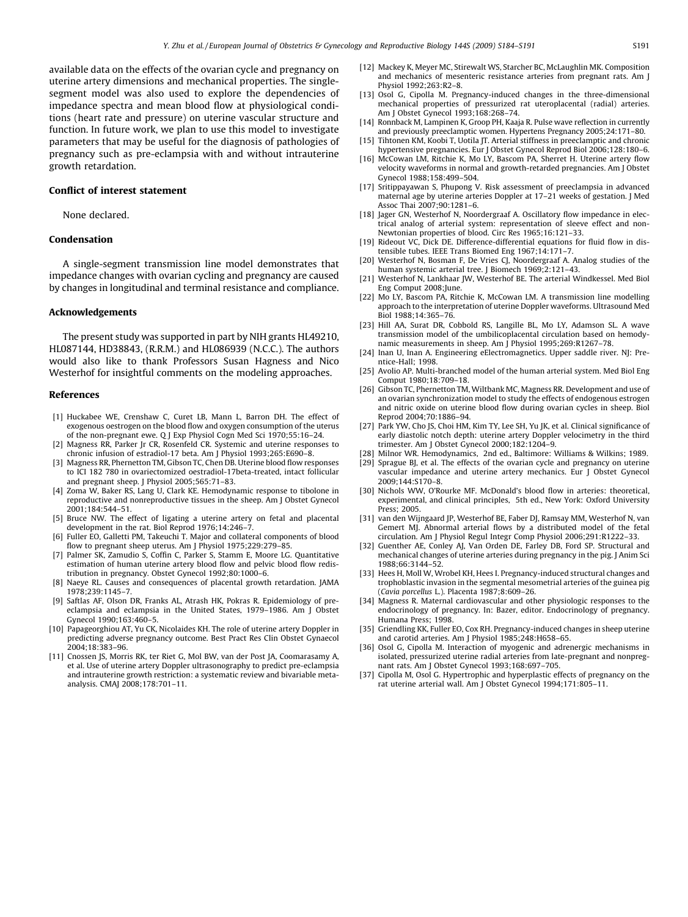available data on the effects of the ovarian cycle and pregnancy on uterine artery dimensions and mechanical properties. The single-segment model was also used to explore the dependencies of impedance spectra and mean blood flow at physiological conditions (heart rate and pressure) on uterine vascular structure and function. In future work, we plan to use this model to investigate parameters that may be useful for the diagnosis of pathologies of pregnancy such as pre-eclampsia with and without intrauterine growth retardation.

### Conflict of interest statement

None declared.

### Condensation

A single-segment transmission line model demonstrates that impedance changes with ovarian cycling and pregnancy are caused by changes in longitudinal and terminal resistance and compliance.

### Acknowledgements

The present study was supported in part by NIH grants HL49210, HL087144, HD38843, (R.R.M.) and HL086939 (N.C.C.). The authors would also like to thank Professors Susan Hagness and Nico Westerhof for insightful comments on the modeling approaches.

## References

[1] Huckabee WE, Crenshaw C, Curet LB, Mann L, Barron DH. The effect of exogenous oestrogen on the blood flow and oxygen consumption of the uterus of the non-pregnant ewe. Q J Exp Physiol Cogn Med Sci 1970;55:16–24.

[2] Magness RR, Parker Jr CR, Rosenfeld CR. Systemic and uterine responses to chronic infusion of estradiol-17 beta. Am J Physiol 1993;265:E690–8.

[3] Magness RR, Phernetton TM, Gibson TC, Chen DB. Uterine blood flow responses to ICI 182 780 in ovariectomized oestradiol-17beta-treated, intact follicular and pregnant sheep. J Physiol 2005;565:71–83.

[4] Zoma W, Baker RS, Lang U, Clark KE. Hemodynamic response to tibolone in reproductive and nonreproductive tissues in the sheep. Am J Obstet Gynecol 2001;184:544–51.

[5] Bruce NW. The effect of ligating a uterine artery on fetal and placental development in the rat. Biol Reprod 1976;14:246–7.

[6] Fuller EO, Galletti PM, Takeuchi T. Major and collateral components of blood flow to pregnant sheep uterus. Am J Physiol 1975;229:279–85.

[7] Palmer SK, Zamudio S, Coffin C, Parker S, Stamm E, Moore LG. Quantitative estimation of human uterine artery blood flow and pelvic blood flow redistribution in pregnancy. Obstet Gynecol 1992;80:1000–6.

[8] Naeye RL. Causes and consequences of placental growth retardation. JAMA 1978;239:1145–7.

[9] Saftlas AF, Olson DR, Franks AL, Atrash HK, Pokras R. Epidemiology of pre-eclampsia and eclampsia in the United States, 1979–1986. Am J Obstet Gynecol 1990;163:460–5.

[10] Papageorghiou AT, Yu CK, Nicolaides KH. The role of uterine artery Doppler in predicting adverse pregnancy outcome. Best Pract Res Clin Obstet Gynaecol 2004;18:383–96.

[11] Cnossen JS, Morris RK, ter Riet G, Mol BW, van der Post JA, Coomarasamy A, et al. Use of uterine artery Doppler ultrasonography to predict pre-eclampsia and intrauterine growth restriction: a systematic review and bivariable meta-analysis. CMAJ 2008;178:701–11.

[12] Mackey K, Meyer MC, Stirewalt WS, Starcher BC, McLaughlin MK. Composition and mechanics of mesenteric resistance arteries from pregnant rats. Am J Physiol 1992;263:R2–8.

[13] Osol G, Cipolla M. Pregnancy-induced changes in the three-dimensional mechanical properties of pressurized rat uteroplacental (radial) arteries. Am J Obstet Gynecol 1993;168:268–74.

[14] Ronnback M, Lampinen K, Groop PH, Kaaja R. Pulse wave reflection in currently and previously preeclamptic women. Hypertens Pregnancy 2005;24:171–80.

[15] Tihtonen KM, Koobi T, Uotila JT. Arterial stiffness in preeclamptic and chronic hypertensive pregnancies. Eur J Obstet Gynecol Reprod Biol 2006;128:180–6.

[16] McCowan LM, Ritchie K, Mo LY, Bascom PA, Sherret H. Uterine artery flow velocity waveforms in normal and growth-retarded pregnancies. Am J Obstet Gynecol 1988;158:499–504.

[17] Sritippayawan S, Phupong V. Risk assessment of preeclampsia in advanced maternal age by uterine arteries Doppler at 17–21 weeks of gestation. J Med Assoc Thai 2007;90:1281–6.

[18] Jager GN, Westerhof N, Noordergraaf A. Oscillatory flow impedance in electrical analog of arterial system: representation of sleeve effect and non-Newtonian properties of blood. Circ Res 1965;16:121–33.

[19] Rideout VC, Dick DE. Difference-differential equations for fluid flow in distensible tubes. IEEE Trans Biomed Eng 1967;14:171–7.

[20] Westerhof N, Bosman F, De Vries CJ, Noordergraaf A. Analog studies of the human systemic arterial tree. J Biomech 1969;2:121–43.

[21] Westerhof N, Lankhaar JW, Westerhof BE. The arterial Windkessel. Med Biol Eng Comput 2008;June.

[22] Mo LY, Bascom PA, Ritchie K, McCowan LM. A transmission line modelling approach to the interpretation of uterine Doppler waveforms. Ultrasound Med Biol 1988;14:365–76.

[23] Hill AA, Surat DR, Cobbold RS, Langille BL, Mo LY, Adamson SL. A wave transmission model of the umbilicoplacental circulation based on hemodynamic measurements in sheep. Am J Physiol 1995;269:R1267–78.

[24] Inan U, Inan A. Engineering eElectromagnetics. Upper saddle river. NJ: Prentice-Hall; 1998.

[25] Avolio AP. Multi-branched model of the human arterial system. Med Biol Eng Comput 1980;18:709–18.

[26] Gibson TC, Phernetton TM, Wiltbank MC, Magness RR. Development and use of an ovarian synchronization model to study the effects of endogenous estrogen and nitric oxide on uterine blood flow during ovarian cycles in sheep. Biol Reprod 2004;70:1886–94.

[27] Park YW, Cho JS, Choi HM, Kim TY, Lee SH, Yu JK, et al. Clinical significance of early diastolic notch depth: uterine artery Doppler velocimetry in the third trimester. Am J Obstet Gynecol 2000;182:1204–9.

[28] Milnor WR. Hemodynamics, 2nd ed., Baltimore: Williams & Wilkins; 1989.

[29] Sprague BJ, et al. The effects of the ovarian cycle and pregnancy on uterine vascular impedance and uterine artery mechanics. Eur J Obstet Gynecol 2009;144:S170–8.

[30] Nichols WW, O'Rourke MF. McDonald's blood flow in arteries: theoretical, experimental, and clinical principles, 5th ed., New York: Oxford University Press; 2005.

[31] van den Wijngaard JP, Westerhof BE, Faber DJ, Ramsay MM, Westerhof N, van Gemert MJ. Abnormal arterial flows by a distributed model of the fetal circulation. Am J Physiol Regul Integr Comp Physiol 2006;291:R1222–33.

[32] Guenther AE, Conley AJ, Van Orden DE, Farley DB, Ford SP. Structural and mechanical changes of uterine arteries during pregnancy in the pig. J Anim Sci 1988;66:3144–52.

[33] Hees H, Moll W, Wrobel KH, Hees I. Pregnancy-induced structural changes and trophoblastic invasion in the segmental mesometrial arteries of the guinea pig (*Cavia porcellus* L.). Placenta 1987;8:609–26.

[34] Magness R. Maternal cardiovascular and other physiologic responses to the endocrinology of pregnancy. In: Bazer, editor. Endocrinology of pregnancy. Humana Press; 1998.

[35] Griendling KK, Fuller EO, Cox RH. Pregnancy-induced changes in sheep uterine and carotid arteries. Am J Physiol 1985;248:H658–65.

[36] Osol G, Cipolla M. Interaction of myogenic and adrenergic mechanisms in isolated, pressurized uterine radial arteries from late-pregnant and nonpregnant rats. Am J Obstet Gynecol 1993;168:697–705.

[37] Cipolla M, Osol G. Hypertrophic and hyperplastic effects of pregnancy on the rat uterine arterial wall. Am J Obstet Gynecol 1994;171:805–11.